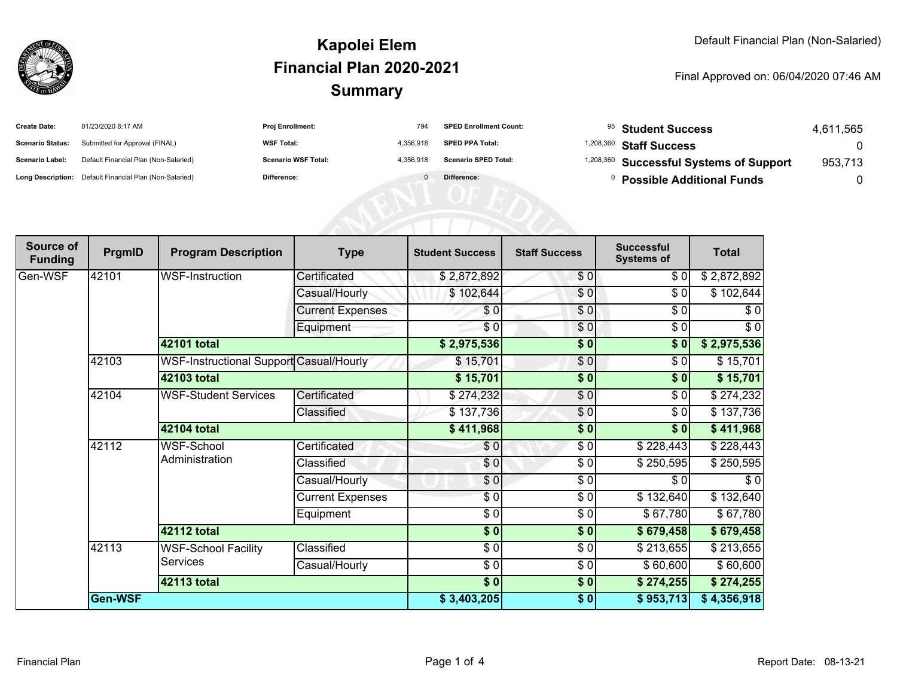# Kapolei Elem
## Financial Plan 2020-2021
## Summary

Default Financial Plan (Non-Salaried)

Final Approved on: 06/04/2020 07:46 AM

| | | | | | | | |
|---|---|---|---|---|---|---|---|
| **Create Date:** | 01/23/2020 8:17 AM | **Proj Enrollment:** | 794 | **SPED Enrollment Count:** | 95 | **Student Success** | 4,611,565 |
| **Scenario Status:** | Submitted for Approval (FINAL) | **WSF Total:** | 4,356,918 | **SPED PPA Total:** | 1,208,360 | **Staff Success** | 0 |
| **Scenario Label:** | Default Financial Plan (Non-Salaried) | **Scenario WSF Total:** | 4,356,918 | **Scenario SPED Total:** | 1,208,360 | **Successful Systems of Support** | 953,713 |
| **Long Description:** | Default Financial Plan (Non-Salaried) | **Difference:** | 0 | **Difference:** | 0 | **Possible Additional Funds** | 0 |

| Source of Funding | PrgmID | Program Description | Type | Student Success | Staff Success | Successful Systems of | Total |
|---|---|---|---|---|---|---|---|
| Gen-WSF | 42101 | WSF-Instruction | Certificated | $ 2,872,892 | $ 0 | $ 0 | $ 2,872,892 |
| | | | Casual/Hourly | $ 102,644 | $ 0 | $ 0 | $ 102,644 |
| | | | Current Expenses | $ 0 | $ 0 | $ 0 | $ 0 |
| | | | Equipment | $ 0 | $ 0 | $ 0 | $ 0 |
| | | **42101 total** | | **$ 2,975,536** | **$ 0** | **$ 0** | **$ 2,975,536** |
| | 42103 | WSF-Instructional Support | Casual/Hourly | $ 15,701 | $ 0 | $ 0 | $ 15,701 |
| | | **42103 total** | | **$ 15,701** | **$ 0** | **$ 0** | **$ 15,701** |
| | 42104 | WSF-Student Services | Certificated | $ 274,232 | $ 0 | $ 0 | $ 274,232 |
| | | | Classified | $ 137,736 | $ 0 | $ 0 | $ 137,736 |
| | | **42104 total** | | **$ 411,968** | **$ 0** | **$ 0** | **$ 411,968** |
| | 42112 | WSF-School Administration | Certificated | $ 0 | $ 0 | $ 228,443 | $ 228,443 |
| | | | Classified | $ 0 | $ 0 | $ 250,595 | $ 250,595 |
| | | | Casual/Hourly | $ 0 | $ 0 | $ 0 | $ 0 |
| | | | Current Expenses | $ 0 | $ 0 | $ 132,640 | $ 132,640 |
| | | | Equipment | $ 0 | $ 0 | $ 67,780 | $ 67,780 |
| | | **42112 total** | | **$ 0** | **$ 0** | **$ 679,458** | **$ 679,458** |
| | 42113 | WSF-School Facility Services | Classified | $ 0 | $ 0 | $ 213,655 | $ 213,655 |
| | | | Casual/Hourly | $ 0 | $ 0 | $ 60,600 | $ 60,600 |
| | | **42113 total** | | **$ 0** | **$ 0** | **$ 274,255** | **$ 274,255** |
| | **Gen-WSF** | | | **$ 3,403,205** | **$ 0** | **$ 953,713** | **$ 4,356,918** |

Financial Plan

Report Date: 08-13-21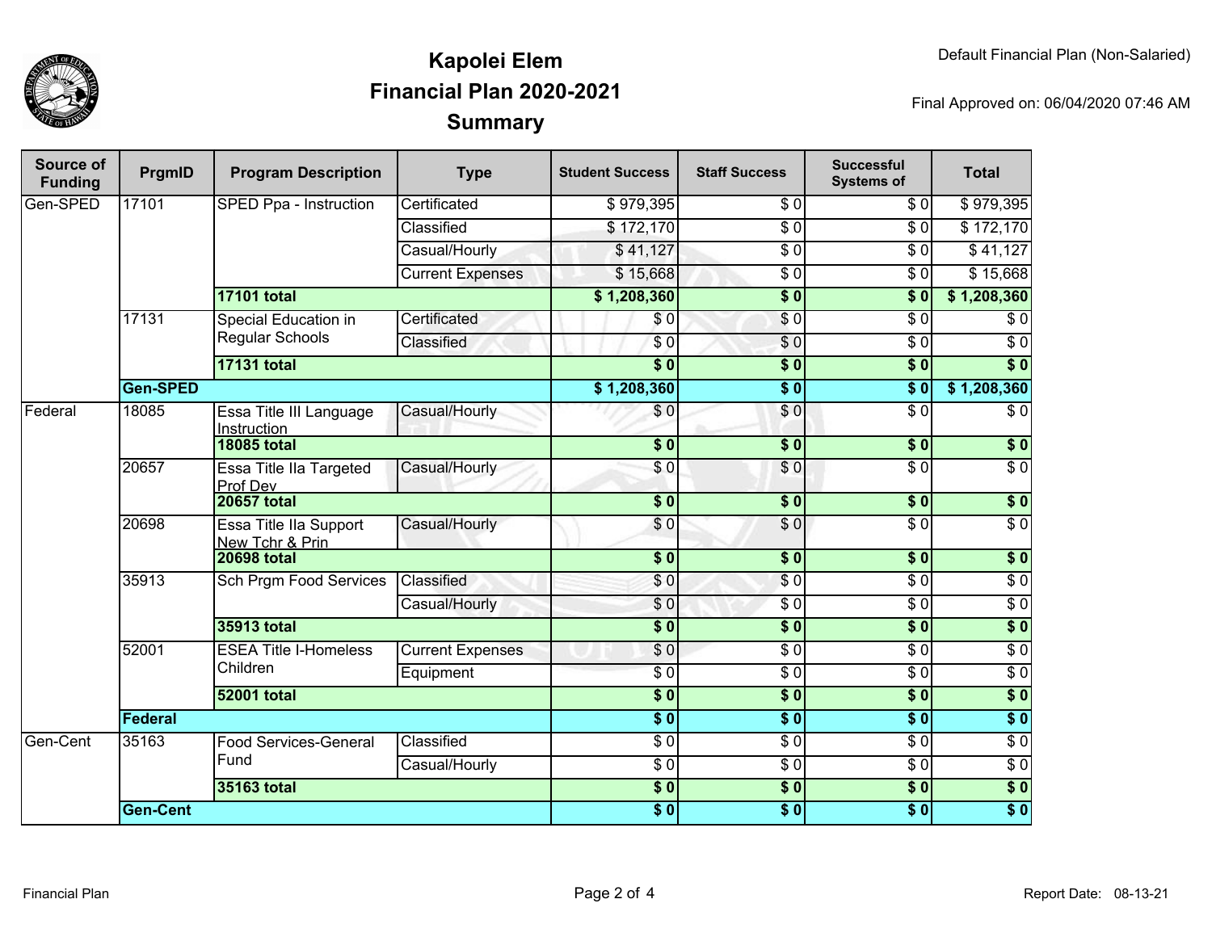# Kapolei Elem
## Financial Plan 2020-2021
## Summary

Default Financial Plan (Non-Salaried)

Final Approved on: 06/04/2020 07:46 AM

| Source of Funding | PrgmID | Program Description | Type | Student Success | Staff Success | Successful Systems of | Total |
|---|---|---|---|---|---|---|---|
| Gen-SPED | 17101 | SPED Ppa - Instruction | Certificated | $ 979,395 | $ 0 | $ 0 | $ 979,395 |
| | | | Classified | $ 172,170 | $ 0 | $ 0 | $ 172,170 |
| | | | Casual/Hourly | $ 41,127 | $ 0 | $ 0 | $ 41,127 |
| | | | Current Expenses | $ 15,668 | $ 0 | $ 0 | $ 15,668 |
| | | **17101 total** | | **$ 1,208,360** | **$ 0** | **$ 0** | **$ 1,208,360** |
| | 17131 | Special Education in Regular Schools | Certificated | $ 0 | $ 0 | $ 0 | $ 0 |
| | | | Classified | $ 0 | $ 0 | $ 0 | $ 0 |
| | | **17131 total** | | **$ 0** | **$ 0** | **$ 0** | **$ 0** |
| | **Gen-SPED** | | | **$ 1,208,360** | **$ 0** | **$ 0** | **$ 1,208,360** |
| Federal | 18085 | Essa Title III Language Instruction | Casual/Hourly | $ 0 | $ 0 | $ 0 | $ 0 |
| | | **18085 total** | | **$ 0** | **$ 0** | **$ 0** | **$ 0** |
| | 20657 | Essa Title IIa Targeted Prof Dev | Casual/Hourly | $ 0 | $ 0 | $ 0 | $ 0 |
| | | **20657 total** | | **$ 0** | **$ 0** | **$ 0** | **$ 0** |
| | 20698 | Essa Title IIa Support New Tchr & Prin | Casual/Hourly | $ 0 | $ 0 | $ 0 | $ 0 |
| | | **20698 total** | | **$ 0** | **$ 0** | **$ 0** | **$ 0** |
| | 35913 | Sch Prgm Food Services | Classified | $ 0 | $ 0 | $ 0 | $ 0 |
| | | | Casual/Hourly | $ 0 | $ 0 | $ 0 | $ 0 |
| | | **35913 total** | | **$ 0** | **$ 0** | **$ 0** | **$ 0** |
| | 52001 | ESEA Title I-Homeless Children | Current Expenses | $ 0 | $ 0 | $ 0 | $ 0 |
| | | | Equipment | $ 0 | $ 0 | $ 0 | $ 0 |
| | | **52001 total** | | **$ 0** | **$ 0** | **$ 0** | **$ 0** |
| | **Federal** | | | **$ 0** | **$ 0** | **$ 0** | **$ 0** |
| Gen-Cent | 35163 | Food Services-General Fund | Classified | $ 0 | $ 0 | $ 0 | $ 0 |
| | | | Casual/Hourly | $ 0 | $ 0 | $ 0 | $ 0 |
| | | **35163 total** | | **$ 0** | **$ 0** | **$ 0** | **$ 0** |
| | **Gen-Cent** | | | **$ 0** | **$ 0** | **$ 0** | **$ 0** |

Report Date: 08-13-21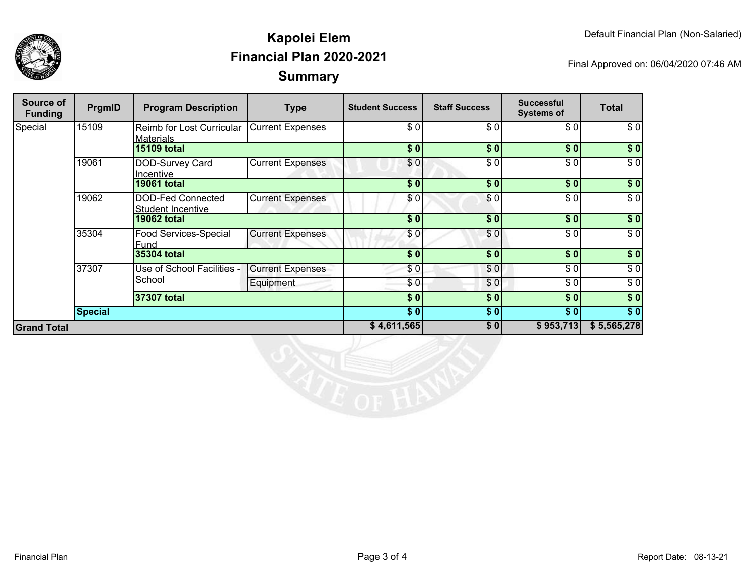# Kapolei Elem
## Financial Plan 2020-2021
## Summary

Default Financial Plan (Non-Salaried)

Final Approved on: 06/04/2020 07:46 AM

| Source of Funding | PrgmID | Program Description | Type | Student Success | Staff Success | Successful Systems of | Total |
|---|---|---|---|---|---|---|---|
| Special | 15109 | Reimb for Lost Curricular Materials | Current Expenses | $ 0 | $ 0 | $ 0 | $ 0 |
| | | **15109 total** | | **$ 0** | **$ 0** | **$ 0** | **$ 0** |
| | 19061 | DOD-Survey Card Incentive | Current Expenses | $ 0 | $ 0 | $ 0 | $ 0 |
| | | **19061 total** | | **$ 0** | **$ 0** | **$ 0** | **$ 0** |
| | 19062 | DOD-Fed Connected Student Incentive | Current Expenses | $ 0 | $ 0 | $ 0 | $ 0 |
| | | **19062 total** | | **$ 0** | **$ 0** | **$ 0** | **$ 0** |
| | 35304 | Food Services-Special Fund | Current Expenses | $ 0 | $ 0 | $ 0 | $ 0 |
| | | **35304 total** | | **$ 0** | **$ 0** | **$ 0** | **$ 0** |
| | 37307 | Use of School Facilities - School | Current Expenses | $ 0 | $ 0 | $ 0 | $ 0 |
| | | | Equipment | $ 0 | $ 0 | $ 0 | $ 0 |
| | | **37307 total** | | **$ 0** | **$ 0** | **$ 0** | **$ 0** |
| | **Special** | | | **$ 0** | **$ 0** | **$ 0** | **$ 0** |
| **Grand Total** | | | | **$ 4,611,565** | **$ 0** | **$ 953,713** | **$ 5,565,278** |

Financial Plan

Report Date: 08-13-21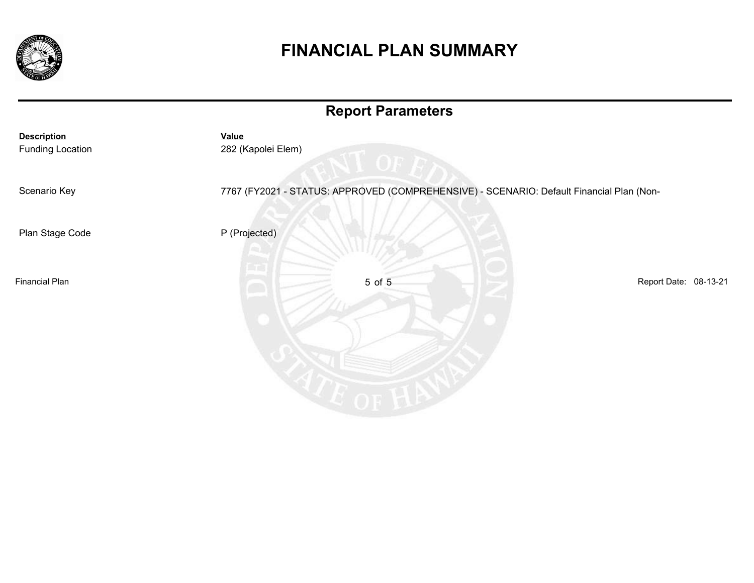# FINANCIAL PLAN SUMMARY

## Report Parameters

| Description | Value |
| --- | --- |
| Funding Location | 282 (Kapolei Elem) |
| Scenario Key | 7767 (FY2021 - STATUS: APPROVED (COMPREHENSIVE) - SCENARIO: Default Financial Plan (Non- |
| Plan Stage Code | P (Projected) |